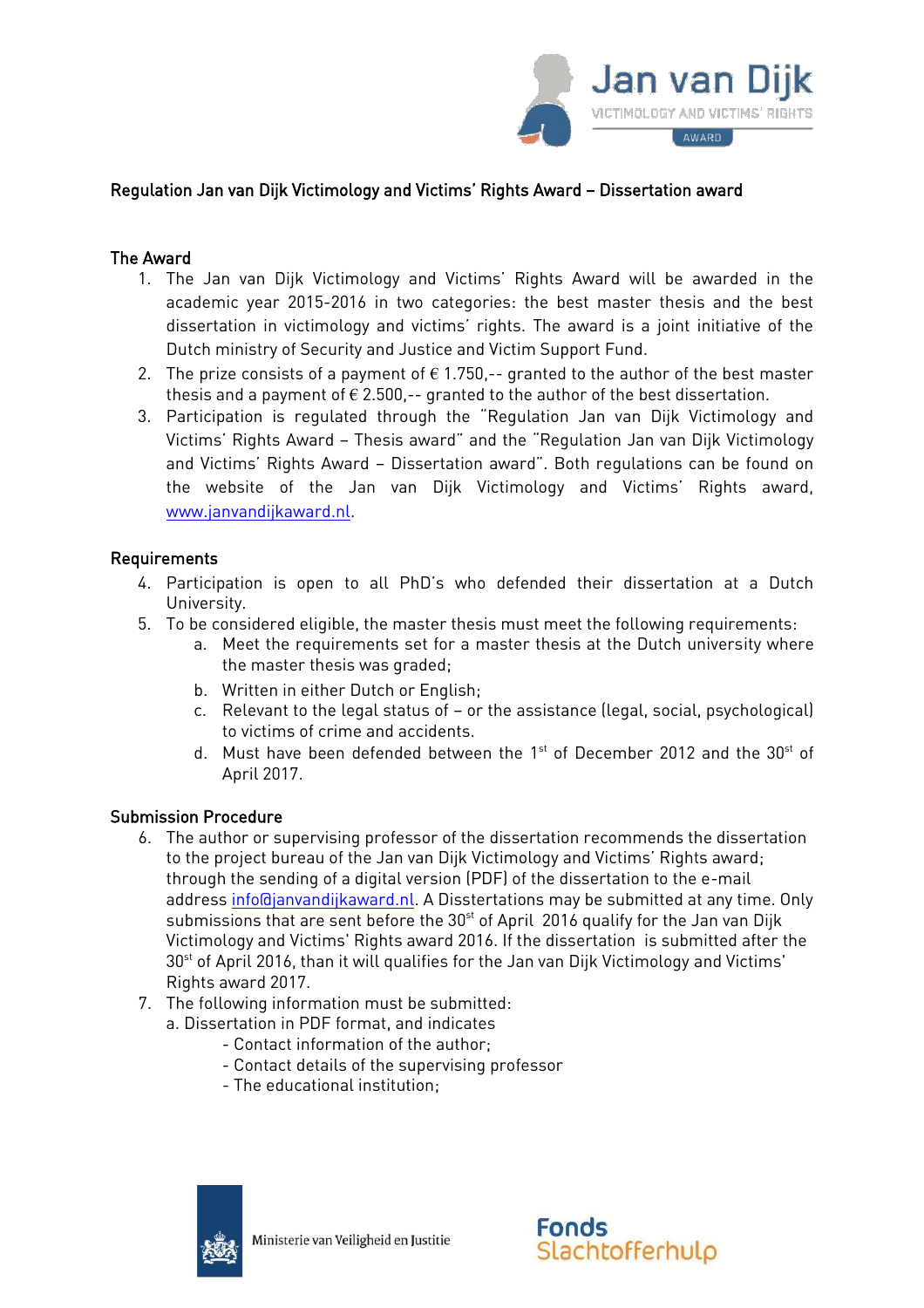## Regulation Jan van Dijk Victimology and Victims' Rights Award – Dissertation award

### The Award

1. The Jan van Dijk Victimology and Victims' Rights Award will be awarded in the academic year 2015-2016 in two categories: the best master thesis and the best dissertation in victimology and victims' rights. The award is a joint initiative of the Dutch ministry of Security and Justice and Victim Support Fund.
2. The prize consists of a payment of € 1.750,-- granted to the author of the best master thesis and a payment of € 2.500,-- granted to the author of the best dissertation.
3. Participation is regulated through the "Regulation Jan van Dijk Victimology and Victims' Rights Award – Thesis award" and the "Regulation Jan van Dijk Victimology and Victims' Rights Award – Dissertation award". Both regulations can be found on the website of the Jan van Dijk Victimology and Victims' Rights award, www.janvandijkaward.nl.

### Requirements

4. Participation is open to all PhD's who defended their dissertation at a Dutch University.
5. To be considered eligible, the master thesis must meet the following requirements:
    a. Meet the requirements set for a master thesis at the Dutch university where the master thesis was graded;
    b. Written in either Dutch or English;
    c. Relevant to the legal status of – or the assistance (legal, social, psychological) to victims of crime and accidents.
    d. Must have been defended between the 1st of December 2012 and the 30st of April 2017.

### Submission Procedure

6. The author or supervising professor of the dissertation recommends the dissertation to the project bureau of the Jan van Dijk Victimology and Victims' Rights award; through the sending of a digital version (PDF) of the dissertation to the e-mail address info@janvandijkaward.nl. A Disstertations may be submitted at any time. Only submissions that are sent before the 30st of April 2016 qualify for the Jan van Dijk Victimology and Victims' Rights award 2016. If the dissertation is submitted after the 30st of April 2016, than it will qualifies for the Jan van Dijk Victimology and Victims' Rights award 2017.
7. The following information must be submitted:
    a. Dissertation in PDF format, and indicates
        - Contact information of the author;
        - Contact details of the supervising professor
        - The educational institution;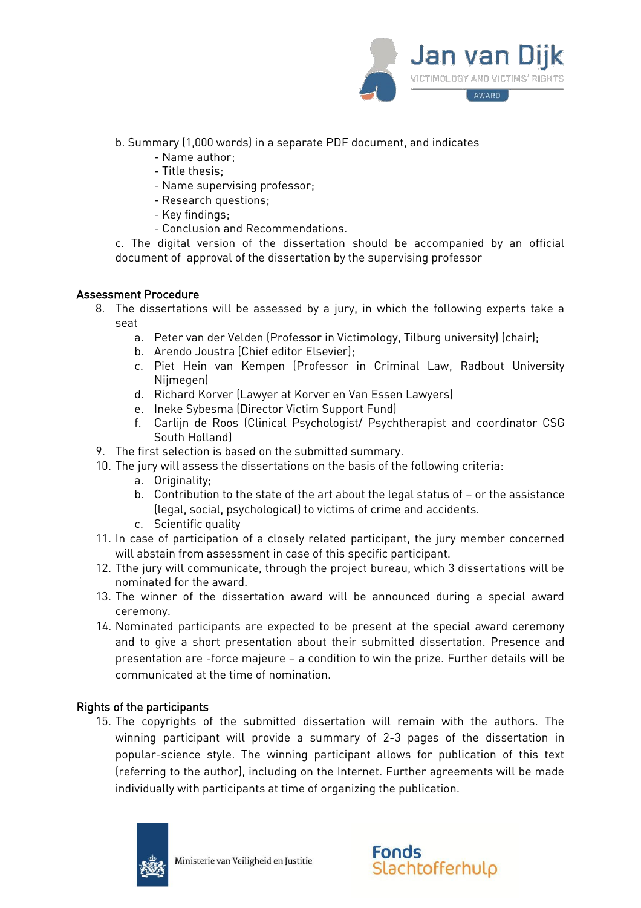b. Summary (1,000 words) in a separate PDF document, and indicates

- Name author;
- Title thesis;
- Name supervising professor;
- Research questions;
- Key findings;
- Conclusion and Recommendations.

c. The digital version of the dissertation should be accompanied by an official document of approval of the dissertation by the supervising professor

## Assessment Procedure

8. The dissertations will be assessed by a jury, in which the following experts take a seat
    a. Peter van der Velden (Professor in Victimology, Tilburg university) (chair);
    b. Arendo Joustra (Chief editor Elsevier);
    c. Piet Hein van Kempen (Professor in Criminal Law, Radbout University Nijmegen)
    d. Richard Korver (Lawyer at Korver en Van Essen Lawyers)
    e. Ineke Sybesma (Director Victim Support Fund)
    f. Carlijn de Roos (Clinical Psychologist/ Psychtherapist and coordinator CSG South Holland)
9. The first selection is based on the submitted summary.
10. The jury will assess the dissertations on the basis of the following criteria:
    a. Originality;
    b. Contribution to the state of the art about the legal status of – or the assistance (legal, social, psychological) to victims of crime and accidents.
    c. Scientific quality
11. In case of participation of a closely related participant, the jury member concerned will abstain from assessment in case of this specific participant.
12. Tthe jury will communicate, through the project bureau, which 3 dissertations will be nominated for the award.
13. The winner of the dissertation award will be announced during a special award ceremony.
14. Nominated participants are expected to be present at the special award ceremony and to give a short presentation about their submitted dissertation. Presence and presentation are -force majeure – a condition to win the prize. Further details will be communicated at the time of nomination.

## Rights of the participants

15. The copyrights of the submitted dissertation will remain with the authors. The winning participant will provide a summary of 2-3 pages of the dissertation in popular-science style. The winning participant allows for publication of this text (referring to the author), including on the Internet. Further agreements will be made individually with participants at time of organizing the publication.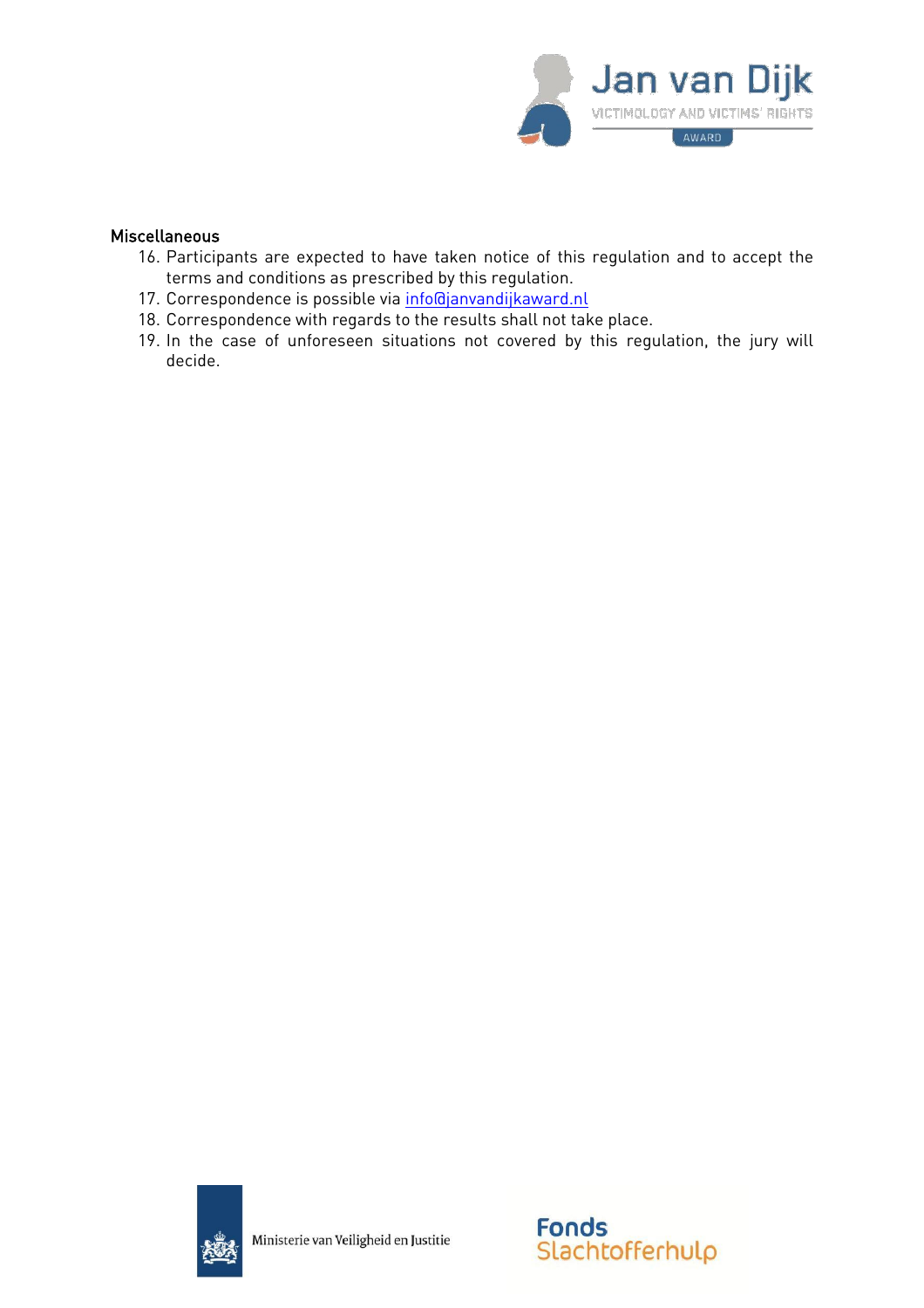## Miscellaneous

16. Participants are expected to have taken notice of this regulation and to accept the terms and conditions as prescribed by this regulation.
17. Correspondence is possible via info@janvandijkaward.nl
18. Correspondence with regards to the results shall not take place.
19. In the case of unforeseen situations not covered by this regulation, the jury will decide.